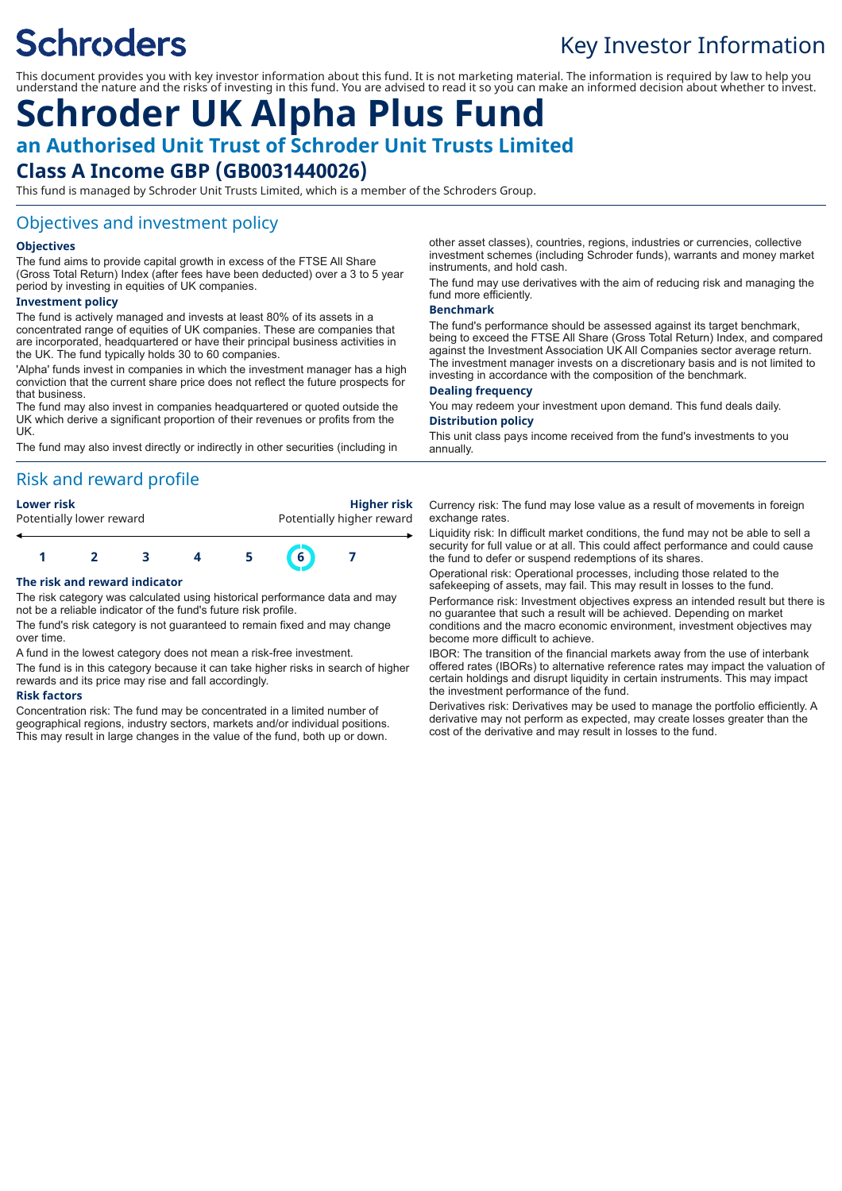Schroders

Key Investor Information

This document provides you with key investor information about this fund. It is not marketing material. The information is required by law to help you understand the nature and the risks of investing in this fund. You are advised to read it so you can make an informed decision about whether to invest.

# Schroder UK Alpha Plus Fund

## an Authorised Unit Trust of Schroder Unit Trusts Limited

## Class A Income GBP (GB0031440026)

This fund is managed by Schroder Unit Trusts Limited, which is a member of the Schroders Group.

## Objectives and investment policy

### Objectives

The fund aims to provide capital growth in excess of the FTSE All Share (Gross Total Return) Index (after fees have been deducted) over a 3 to 5 year period by investing in equities of UK companies.

### Investment policy

The fund is actively managed and invests at least 80% of its assets in a concentrated range of equities of UK companies. These are companies that are incorporated, headquartered or have their principal business activities in the UK. The fund typically holds 30 to 60 companies.

'Alpha' funds invest in companies in which the investment manager has a high conviction that the current share price does not reflect the future prospects for that business.

The fund may also invest in companies headquartered or quoted outside the UK which derive a significant proportion of their revenues or profits from the UK.

The fund may also invest directly or indirectly in other securities (including in other asset classes), countries, regions, industries or currencies, collective investment schemes (including Schroder funds), warrants and money market instruments, and hold cash.

The fund may use derivatives with the aim of reducing risk and managing the fund more efficiently.

### Benchmark

The fund's performance should be assessed against its target benchmark, being to exceed the FTSE All Share (Gross Total Return) Index, and compared against the Investment Association UK All Companies sector average return. The investment manager invests on a discretionary basis and is not limited to investing in accordance with the composition of the benchmark.

### Dealing frequency

You may redeem your investment upon demand. This fund deals daily.

### Distribution policy

This unit class pays income received from the fund's investments to you annually.

## Risk and reward profile

| **Lower risk** Potentially lower reward | | | | | | **Higher risk** Potentially higher reward |
|---|---|---|---|---|---|---|
| 1 | 2 | 3 | 4 | 5 | **6** | 7 |

### The risk and reward indicator

The risk category was calculated using historical performance data and may not be a reliable indicator of the fund's future risk profile.

The fund's risk category is not guaranteed to remain fixed and may change over time.

A fund in the lowest category does not mean a risk-free investment.

The fund is in this category because it can take higher risks in search of higher rewards and its price may rise and fall accordingly.

### Risk factors

Concentration risk: The fund may be concentrated in a limited number of geographical regions, industry sectors, markets and/or individual positions. This may result in large changes in the value of the fund, both up or down.

Currency risk: The fund may lose value as a result of movements in foreign exchange rates.

Liquidity risk: In difficult market conditions, the fund may not be able to sell a security for full value or at all. This could affect performance and could cause the fund to defer or suspend redemptions of its shares.

Operational risk: Operational processes, including those related to the safekeeping of assets, may fail. This may result in losses to the fund.

Performance risk: Investment objectives express an intended result but there is no guarantee that such a result will be achieved. Depending on market conditions and the macro economic environment, investment objectives may become more difficult to achieve.

IBOR: The transition of the financial markets away from the use of interbank offered rates (IBORs) to alternative reference rates may impact the valuation of certain holdings and disrupt liquidity in certain instruments. This may impact the investment performance of the fund.

Derivatives risk: Derivatives may be used to manage the portfolio efficiently. A derivative may not perform as expected, may create losses greater than the cost of the derivative and may result in losses to the fund.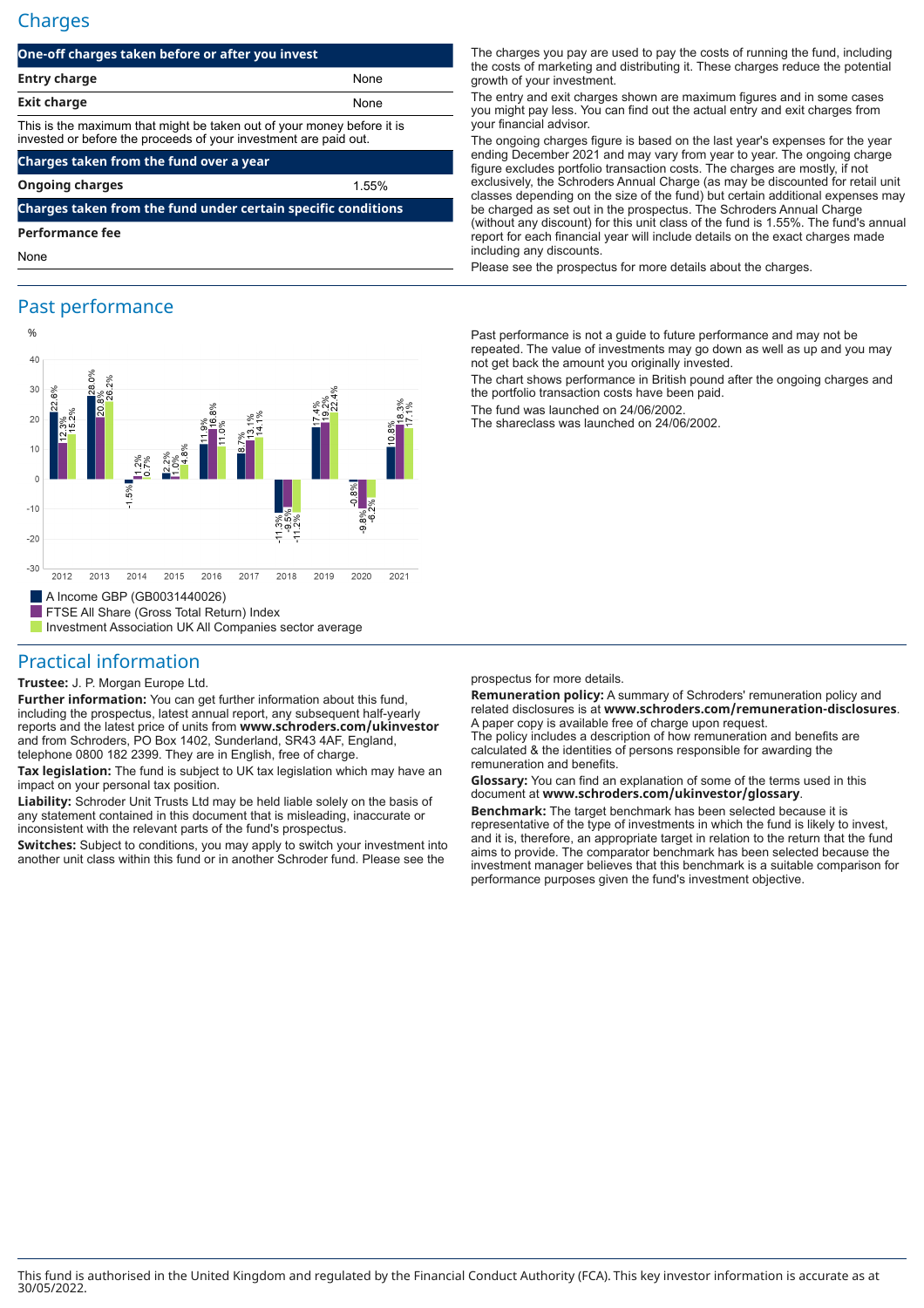## Charges

| One-off charges taken before or after you invest | |
|---|---|
| **Entry charge** | None |
| **Exit charge** | None |
| This is the maximum that might be taken out of your money before it is invested or before the proceeds of your investment are paid out. | |
| **Charges taken from the fund over a year** | |
| **Ongoing charges** | 1.55% |
| **Charges taken from the fund under certain specific conditions** | |
| **Performance fee** | |
| None | |

The charges you pay are used to pay the costs of running the fund, including the costs of marketing and distributing it. These charges reduce the potential growth of your investment.

The entry and exit charges shown are maximum figures and in some cases you might pay less. You can find out the actual entry and exit charges from your financial advisor.

The ongoing charges figure is based on the last year's expenses for the year ending December 2021 and may vary from year to year. The ongoing charge figure excludes portfolio transaction costs. The charges are mostly, if not exclusively, the Schroders Annual Charge (as may be discounted for retail unit classes depending on the size of the fund) but certain additional expenses may be charged as set out in the prospectus. The Schroders Annual Charge (without any discount) for this unit class of the fund is 1.55%. The fund's annual report for each financial year will include details on the exact charges made including any discounts.

Please see the prospectus for more details about the charges.

## Past performance

%

40
30
20
10
0
-10
-20
-30

2012: 22.6% 12.3% 15.2%
2013: 28.0% 20.8% 26.2%
2014: -1.5% 1.2% 0.7%
2015: 2.2% 1.0% 4.8%
2016: 11.9% 16.8% 11.0%
2017: 8.7% 13.1% 14.1%
2018: -11.3% -9.5% -11.2%
2019: 17.4% 19.2% 22.4%
2020: -0.8% -9.8% -6.2%
2021: 10.8% 18.3% 17.1%

A Income GBP (GB0031440026)
FTSE All Share (Gross Total Return) Index
Investment Association UK All Companies sector average

Past performance is not a guide to future performance and may not be repeated. The value of investments may go down as well as up and you may not get back the amount you originally invested.

The chart shows performance in British pound after the ongoing charges and the portfolio transaction costs have been paid.

The fund was launched on 24/06/2002.
The shareclass was launched on 24/06/2002.

## Practical information

**Trustee:** J. P. Morgan Europe Ltd.

**Further information:** You can get further information about this fund, including the prospectus, latest annual report, any subsequent half-yearly reports and the latest price of units from **www.schroders.com/ukinvestor** and from Schroders, PO Box 1402, Sunderland, SR43 4AF, England, telephone 0800 182 2399. They are in English, free of charge.

**Tax legislation:** The fund is subject to UK tax legislation which may have an impact on your personal tax position.

**Liability:** Schroder Unit Trusts Ltd may be held liable solely on the basis of any statement contained in this document that is misleading, inaccurate or inconsistent with the relevant parts of the fund's prospectus.

**Switches:** Subject to conditions, you may apply to switch your investment into another unit class within this fund or in another Schroder fund. Please see the prospectus for more details.

**Remuneration policy:** A summary of Schroders' remuneration policy and related disclosures is at **www.schroders.com/remuneration-disclosures**. A paper copy is available free of charge upon request.
The policy includes a description of how remuneration and benefits are calculated & the identities of persons responsible for awarding the remuneration and benefits.

**Glossary:** You can find an explanation of some of the terms used in this document at **www.schroders.com/ukinvestor/glossary**.

**Benchmark:** The target benchmark has been selected because it is representative of the type of investments in which the fund is likely to invest, and it is, therefore, an appropriate target in relation to the return that the fund aims to provide. The comparator benchmark has been selected because the investment manager believes that this benchmark is a suitable comparison for performance purposes given the fund's investment objective.

This fund is authorised in the United Kingdom and regulated by the Financial Conduct Authority (FCA). This key investor information is accurate as at 30/05/2022.